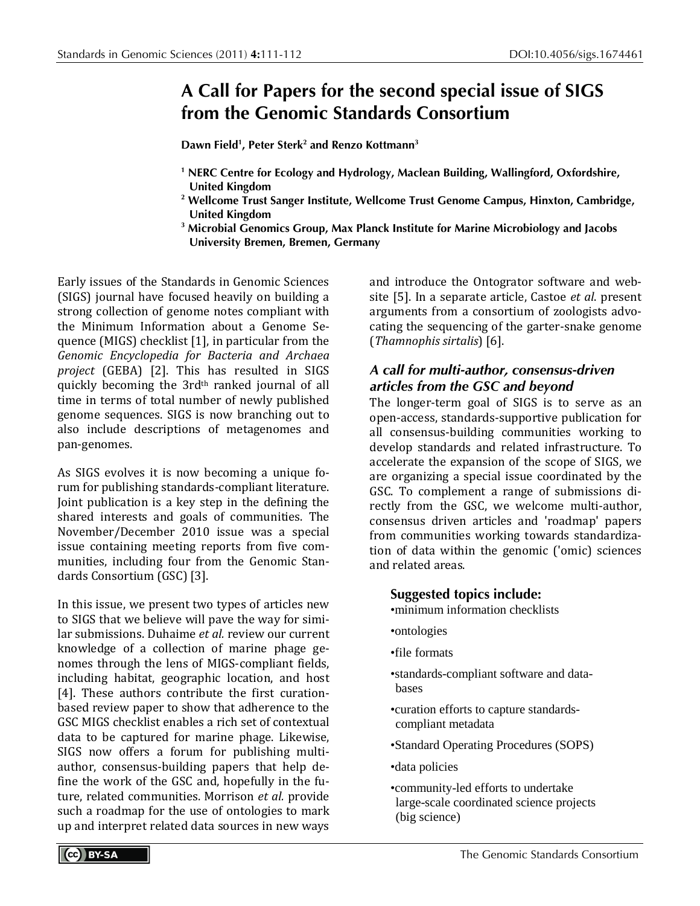# A Call for Papers for the second special issue of SIGS from the Genomic Standards Consortium

**Dawn Field[1], Peter Sterk[2] and Renzo Kottmann[3]**

[1] NERC Centre for Ecology and Hydrology, Maclean Building, Wallingford, Oxfordshire, United Kingdom

[2] Wellcome Trust Sanger Institute, Wellcome Trust Genome Campus, Hinxton, Cambridge, United Kingdom

[3] Microbial Genomics Group, Max Planck Institute for Marine Microbiology and Jacobs University Bremen, Bremen, Germany

Early issues of the Standards in Genomic Sciences (SIGS) journal have focused heavily on building a strong collection of genome notes compliant with the Minimum Information about a Genome Sequence (MIGS) checklist [1], in particular from the *Genomic Encyclopedia for Bacteria and Archaea project* (GEBA) [2]. This has resulted in SIGS quickly becoming the 3rd[th] ranked journal of all time in terms of total number of newly published genome sequences. SIGS is now branching out to also include descriptions of metagenomes and pan-genomes.

As SIGS evolves it is now becoming a unique forum for publishing standards-compliant literature. Joint publication is a key step in the defining the shared interests and goals of communities. The November/December 2010 issue was a special issue containing meeting reports from five communities, including four from the Genomic Standards Consortium (GSC) [3].

In this issue, we present two types of articles new to SIGS that we believe will pave the way for similar submissions. Duhaime *et al*. review our current knowledge of a collection of marine phage genomes through the lens of MIGS-compliant fields, including habitat, geographic location, and host [4]. These authors contribute the first curation-based review paper to show that adherence to the GSC MIGS checklist enables a rich set of contextual data to be captured for marine phage. Likewise, SIGS now offers a forum for publishing multi-author, consensus-building papers that help define the work of the GSC and, hopefully in the future, related communities. Morrison *et al.* provide such a roadmap for the use of ontologies to mark up and interpret related data sources in new ways and introduce the Ontogrator software and website [5]. In a separate article, Castoe *et al*. present arguments from a consortium of zoologists advocating the sequencing of the garter-snake genome (*Thamnophis sirtalis*) [6].

## *A call for multi-author, consensus-driven articles from the GSC and beyond*

The longer-term goal of SIGS is to serve as an open-access, standards-supportive publication for all consensus-building communities working to develop standards and related infrastructure. To accelerate the expansion of the scope of SIGS, we are organizing a special issue coordinated by the GSC. To complement a range of submissions directly from the GSC, we welcome multi-author, consensus driven articles and 'roadmap' papers from communities working towards standardization of data within the genomic ('omic) sciences and related areas.

### Suggested topics include:

- minimum information checklists
- ontologies
- file formats
- standards-compliant software and databases
- curation efforts to capture standards-compliant metadata
- Standard Operating Procedures (SOPS)
- data policies
- community-led efforts to undertake large-scale coordinated science projects (big science)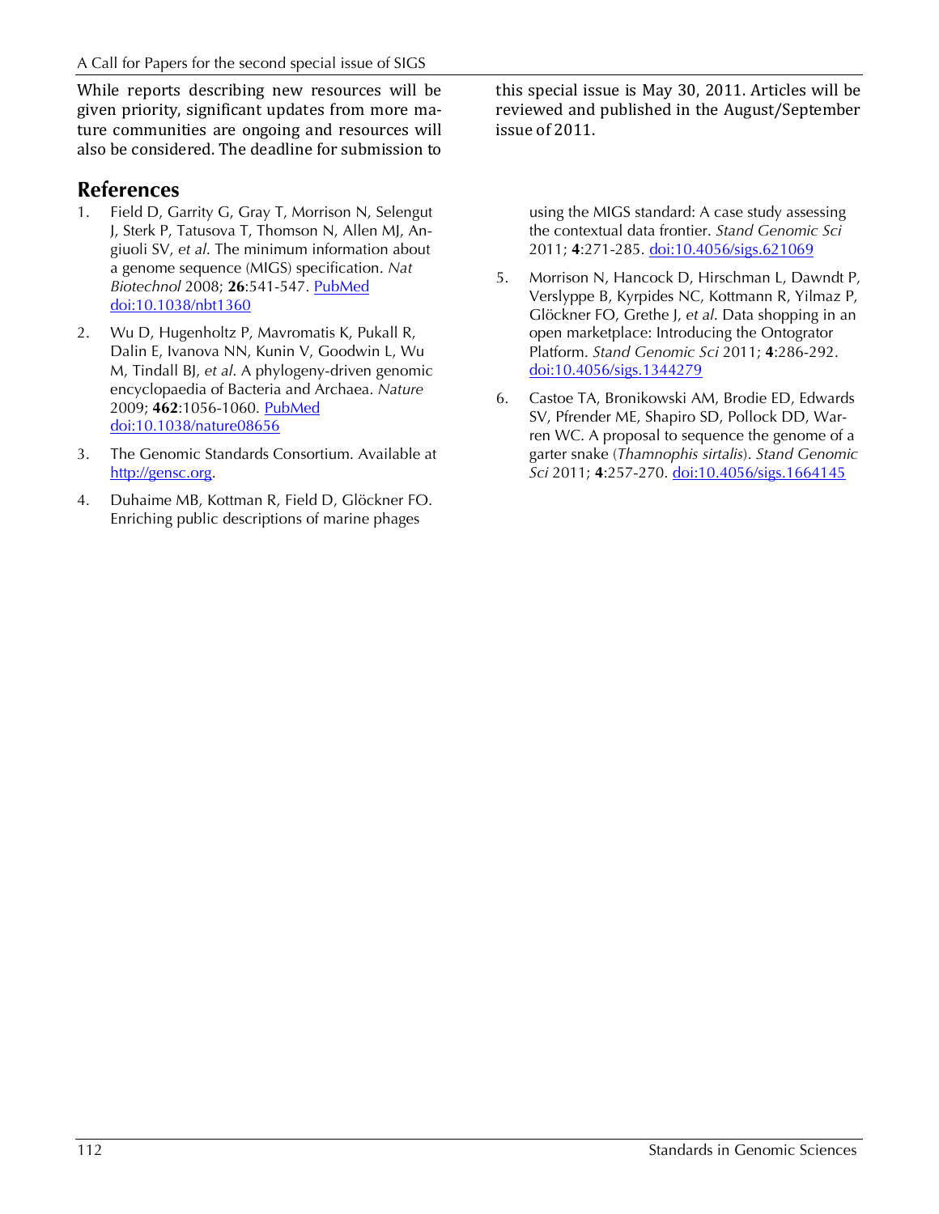While reports describing new resources will be given priority, significant updates from more mature communities are ongoing and resources will also be considered. The deadline for submission to this special issue is May 30, 2011. Articles will be reviewed and published in the August/September issue of 2011.

## References

1. Field D, Garrity G, Gray T, Morrison N, Selengut J, Sterk P, Tatusova T, Thomson N, Allen MJ, Angiuoli SV, *et al*. The minimum information about a genome sequence (MIGS) specification. *Nat Biotechnol* 2008; **26**:541-547. PubMed doi:10.1038/nbt1360

2. Wu D, Hugenholtz P, Mavromatis K, Pukall R, Dalin E, Ivanova NN, Kunin V, Goodwin L, Wu M, Tindall BJ, *et al*. A phylogeny-driven genomic encyclopaedia of Bacteria and Archaea. *Nature* 2009; **462**:1056-1060. PubMed doi:10.1038/nature08656

3. The Genomic Standards Consortium. Available at http://gensc.org.

4. Duhaime MB, Kottman R, Field D, Glöckner FO. Enriching public descriptions of marine phages using the MIGS standard: A case study assessing the contextual data frontier. *Stand Genomic Sci* 2011; **4**:271-285. doi:10.4056/sigs.621069

5. Morrison N, Hancock D, Hirschman L, Dawndt P, Verslyppe B, Kyrpides NC, Kottmann R, Yilmaz P, Glöckner FO, Grethe J, *et al*. Data shopping in an open marketplace: Introducing the Ontogrator Platform. *Stand Genomic Sci* 2011; **4**:286-292. doi:10.4056/sigs.1344279

6. Castoe TA, Bronikowski AM, Brodie ED, Edwards SV, Pfrender ME, Shapiro SD, Pollock DD, Warren WC. A proposal to sequence the genome of a garter snake (*Thamnophis sirtalis*). *Stand Genomic Sci* 2011; **4**:257-270. doi:10.4056/sigs.1664145